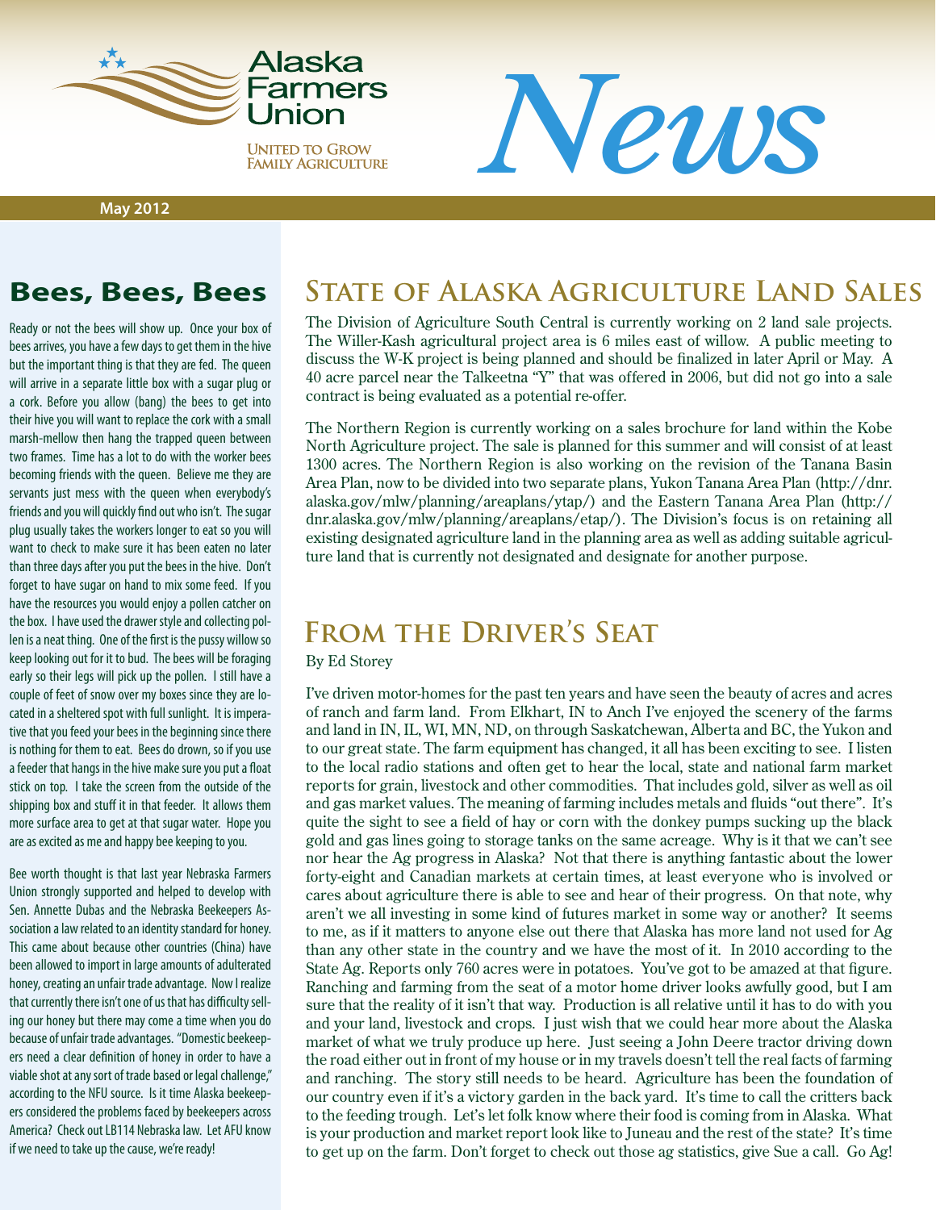# Alaska Farmers Union

UNITED TO GROW FAMILY AGRICULTURE

# News

May 2012

## Bees, Bees, Bees

Ready or not the bees will show up. Once your box of bees arrives, you have a few days to get them in the hive but the important thing is that they are fed. The queen will arrive in a separate little box with a sugar plug or a cork. Before you allow (bang) the bees to get into their hive you will want to replace the cork with a small marsh-mellow then hang the trapped queen between two frames. Time has a lot to do with the worker bees becoming friends with the queen. Believe me they are servants just mess with the queen when everybody's friends and you will quickly find out who isn't. The sugar plug usually takes the workers longer to eat so you will want to check to make sure it has been eaten no later than three days after you put the bees in the hive. Don't forget to have sugar on hand to mix some feed. If you have the resources you would enjoy a pollen catcher on the box. I have used the drawer style and collecting pollen is a neat thing. One of the first is the pussy willow so keep looking out for it to bud. The bees will be foraging early so their legs will pick up the pollen. I still have a couple of feet of snow over my boxes since they are located in a sheltered spot with full sunlight. It is imperative that you feed your bees in the beginning since there is nothing for them to eat. Bees do drown, so if you use a feeder that hangs in the hive make sure you put a float stick on top. I take the screen from the outside of the shipping box and stuff it in that feeder. It allows them more surface area to get at that sugar water. Hope you are as excited as me and happy bee keeping to you.

Bee worth thought is that last year Nebraska Farmers Union strongly supported and helped to develop with Sen. Annette Dubas and the Nebraska Beekeepers Association a law related to an identity standard for honey. This came about because other countries (China) have been allowed to import in large amounts of adulterated honey, creating an unfair trade advantage. Now I realize that currently there isn't one of us that has difficulty selling our honey but there may come a time when you do because of unfair trade advantages. "Domestic beekeepers need a clear definition of honey in order to have a viable shot at any sort of trade based or legal challenge," according to the NFU source. Is it time Alaska beekeepers considered the problems faced by beekeepers across America? Check out LB114 Nebraska law. Let AFU know if we need to take up the cause, we're ready!

## State of Alaska Agriculture Land Sales

The Division of Agriculture South Central is currently working on 2 land sale projects. The Willer-Kash agricultural project area is 6 miles east of willow. A public meeting to discuss the W-K project is being planned and should be finalized in later April or May. A 40 acre parcel near the Talkeetna "Y" that was offered in 2006, but did not go into a sale contract is being evaluated as a potential re-offer.

The Northern Region is currently working on a sales brochure for land within the Kobe North Agriculture project. The sale is planned for this summer and will consist of at least 1300 acres. The Northern Region is also working on the revision of the Tanana Basin Area Plan, now to be divided into two separate plans, Yukon Tanana Area Plan (http://dnr.alaska.gov/mlw/planning/areaplans/ytap/) and the Eastern Tanana Area Plan (http://dnr.alaska.gov/mlw/planning/areaplans/etap/). The Division's focus is on retaining all existing designated agriculture land in the planning area as well as adding suitable agriculture land that is currently not designated and designate for another purpose.

## From the Driver's Seat

By Ed Storey

I've driven motor-homes for the past ten years and have seen the beauty of acres and acres of ranch and farm land. From Elkhart, IN to Anch I've enjoyed the scenery of the farms and land in IN, IL, WI, MN, ND, on through Saskatchewan, Alberta and BC, the Yukon and to our great state. The farm equipment has changed, it all has been exciting to see. I listen to the local radio stations and often get to hear the local, state and national farm market reports for grain, livestock and other commodities. That includes gold, silver as well as oil and gas market values. The meaning of farming includes metals and fluids "out there". It's quite the sight to see a field of hay or corn with the donkey pumps sucking up the black gold and gas lines going to storage tanks on the same acreage. Why is it that we can't see nor hear the Ag progress in Alaska? Not that there is anything fantastic about the lower forty-eight and Canadian markets at certain times, at least everyone who is involved or cares about agriculture there is able to see and hear of their progress. On that note, why aren't we all investing in some kind of futures market in some way or another? It seems to me, as if it matters to anyone else out there that Alaska has more land not used for Ag than any other state in the country and we have the most of it. In 2010 according to the State Ag. Reports only 760 acres were in potatoes. You've got to be amazed at that figure. Ranching and farming from the seat of a motor home driver looks awfully good, but I am sure that the reality of it isn't that way. Production is all relative until it has to do with you and your land, livestock and crops. I just wish that we could hear more about the Alaska market of what we truly produce up here. Just seeing a John Deere tractor driving down the road either out in front of my house or in my travels doesn't tell the real facts of farming and ranching. The story still needs to be heard. Agriculture has been the foundation of our country even if it's a victory garden in the back yard. It's time to call the critters back to the feeding trough. Let's let folk know where their food is coming from in Alaska. What is your production and market report look like to Juneau and the rest of the state? It's time to get up on the farm. Don't forget to check out those ag statistics, give Sue a call. Go Ag!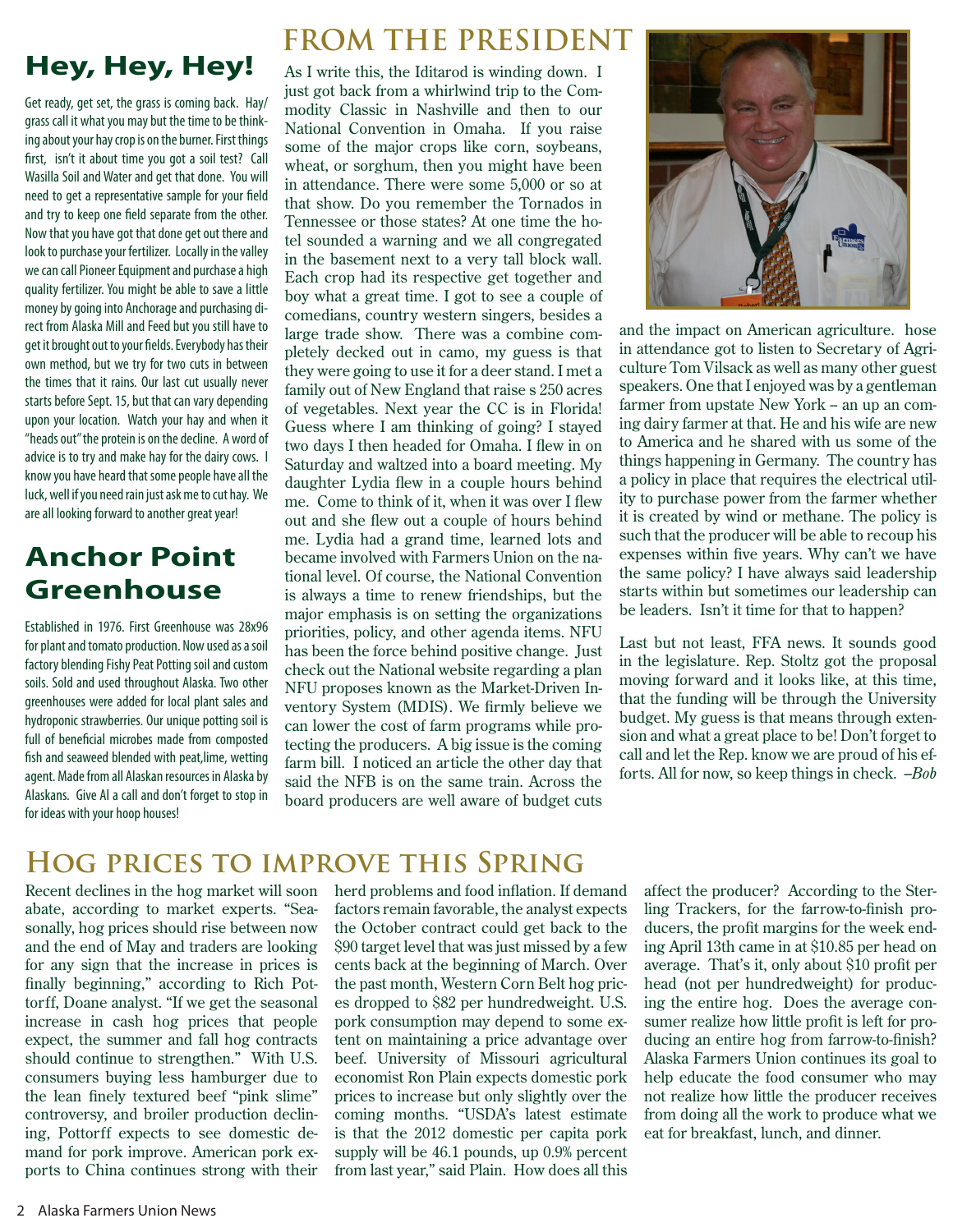## Hey, Hey, Hey!

Get ready, get set, the grass is coming back. Hay/grass call it what you may but the time to be thinking about your hay crop is on the burner. First things first, isn't it about time you got a soil test? Call Wasilla Soil and Water and get that done. You will need to get a representative sample for your field and try to keep one field separate from the other. Now that you have got that done get out there and look to purchase your fertilizer. Locally in the valley we can call Pioneer Equipment and purchase a high quality fertilizer. You might be able to save a little money by going into Anchorage and purchasing direct from Alaska Mill and Feed but you still have to get it brought out to your fields. Everybody has their own method, but we try for two cuts in between the times that it rains. Our last cut usually never starts before Sept. 15, but that can vary depending upon your location. Watch your hay and when it "heads out" the protein is on the decline. A word of advice is to try and make hay for the dairy cows. I know you have heard that some people have all the luck, well if you need rain just ask me to cut hay. We are all looking forward to another great year!

## Anchor Point Greenhouse

Established in 1976. First Greenhouse was 28x96 for plant and tomato production. Now used as a soil factory blending Fishy Peat Potting soil and custom soils. Sold and used throughout Alaska. Two other greenhouses were added for local plant sales and hydroponic strawberries. Our unique potting soil is full of beneficial microbes made from composted fish and seaweed blended with peat,lime, wetting agent. Made from all Alaskan resources in Alaska by Alaskans. Give Al a call and don't forget to stop in for ideas with your hoop houses!

## FROM THE PRESIDENT

As I write this, the Iditarod is winding down. I just got back from a whirlwind trip to the Commodity Classic in Nashville and then to our National Convention in Omaha. If you raise some of the major crops like corn, soybeans, wheat, or sorghum, then you might have been in attendance. There were some 5,000 or so at that show. Do you remember the Tornados in Tennessee or those states? At one time the hotel sounded a warning and we all congregated in the basement next to a very tall block wall. Each crop had its respective get together and boy what a great time. I got to see a couple of comedians, country western singers, besides a large trade show. There was a combine completely decked out in camo, my guess is that they were going to use it for a deer stand. I met a family out of New England that raise s 250 acres of vegetables. Next year the CC is in Florida! Guess where I am thinking of going? I stayed two days I then headed for Omaha. I flew in on Saturday and waltzed into a board meeting. My daughter Lydia flew in a couple hours behind me. Come to think of it, when it was over I flew out and she flew out a couple of hours behind me. Lydia had a grand time, learned lots and became involved with Farmers Union on the national level. Of course, the National Convention is always a time to renew friendships, but the major emphasis is on setting the organizations priorities, policy, and other agenda items. NFU has been the force behind positive change. Just check out the National website regarding a plan NFU proposes known as the Market-Driven Inventory System (MDIS). We firmly believe we can lower the cost of farm programs while protecting the producers. A big issue is the coming farm bill. I noticed an article the other day that said the NFB is on the same train. Across the board producers are well aware of budget cuts and the impact on American agriculture. hose in attendance got to listen to Secretary of Agriculture Tom Vilsack as well as many other guest speakers. One that I enjoyed was by a gentleman farmer from upstate New York – an up an coming dairy farmer at that. He and his wife are new to America and he shared with us some of the things happening in Germany. The country has a policy in place that requires the electrical utility to purchase power from the farmer whether it is created by wind or methane. The policy is such that the producer will be able to recoup his expenses within five years. Why can't we have the same policy? I have always said leadership starts within but sometimes our leadership can be leaders. Isn't it time for that to happen?

Last but not least, FFA news. It sounds good in the legislature. Rep. Stoltz got the proposal moving forward and it looks like, at this time, that the funding will be through the University budget. My guess is that means through extension and what a great place to be! Don't forget to call and let the Rep. know we are proud of his efforts. All for now, so keep things in check. *–Bob*

## Hog prices to improve this Spring

Recent declines in the hog market will soon abate, according to market experts. "Seasonally, hog prices should rise between now and the end of May and traders are looking for any sign that the increase in prices is finally beginning," according to Rich Pottorff, Doane analyst. "If we get the seasonal increase in cash hog prices that people expect, the summer and fall hog contracts should continue to strengthen." With U.S. consumers buying less hamburger due to the lean finely textured beef "pink slime" controversy, and broiler production declining, Pottorff expects to see domestic demand for pork improve. American pork exports to China continues strong with their herd problems and food inflation. If demand factors remain favorable, the analyst expects the October contract could get back to the $90 target level that was just missed by a few cents back at the beginning of March. Over the past month, Western Corn Belt hog prices dropped to $82 per hundredweight. U.S. pork consumption may depend to some extent on maintaining a price advantage over beef. University of Missouri agricultural economist Ron Plain expects domestic pork prices to increase but only slightly over the coming months. "USDA's latest estimate is that the 2012 domestic per capita pork supply will be 46.1 pounds, up 0.9% percent from last year," said Plain. How does all this affect the producer? According to the Sterling Trackers, for the farrow-to-finish producers, the profit margins for the week ending April 13th came in at $10.85 per head on average. That's it, only about $10 profit per head (not per hundredweight) for producing the entire hog. Does the average consumer realize how little profit is left for producing an entire hog from farrow-to-finish? Alaska Farmers Union continues its goal to help educate the food consumer who may not realize how little the producer receives from doing all the work to produce what we eat for breakfast, lunch, and dinner.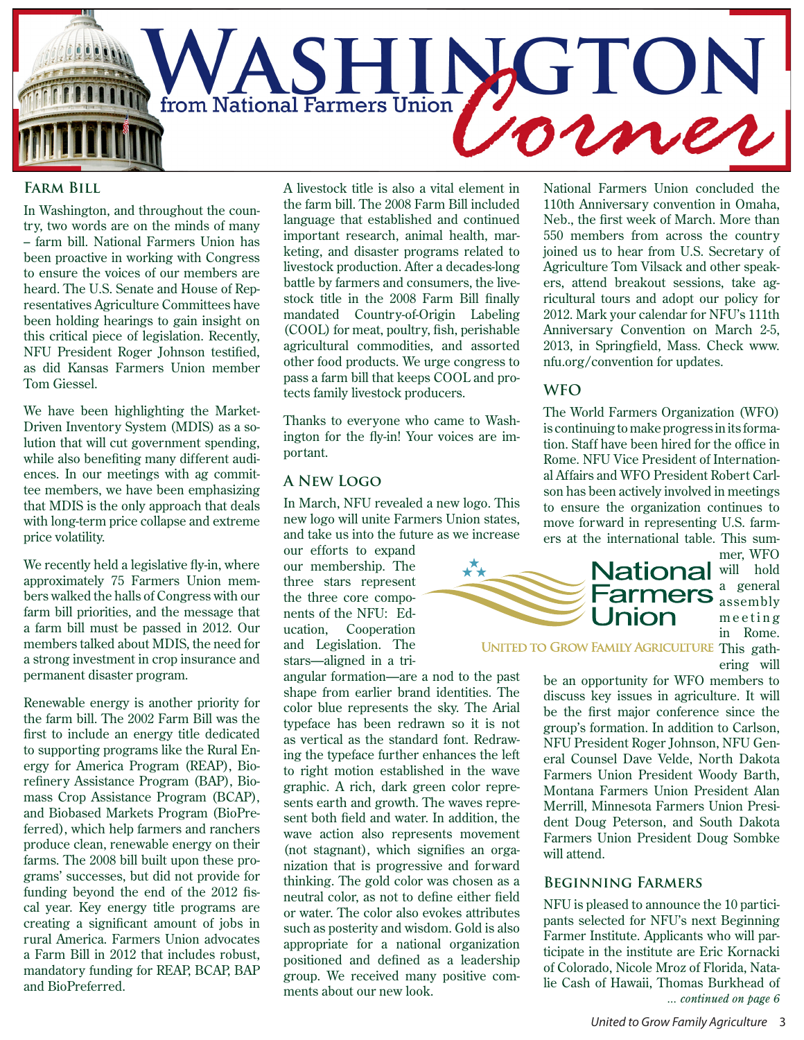# Washington Corner

from National Farmers Union

## Farm Bill

In Washington, and throughout the country, two words are on the minds of many – farm bill. National Farmers Union has been proactive in working with Congress to ensure the voices of our members are heard. The U.S. Senate and House of Representatives Agriculture Committees have been holding hearings to gain insight on this critical piece of legislation. Recently, NFU President Roger Johnson testified, as did Kansas Farmers Union member Tom Giessel.

We have been highlighting the Market-Driven Inventory System (MDIS) as a solution that will cut government spending, while also benefiting many different audiences. In our meetings with ag committee members, we have been emphasizing that MDIS is the only approach that deals with long-term price collapse and extreme price volatility.

We recently held a legislative fly-in, where approximately 75 Farmers Union members walked the halls of Congress with our farm bill priorities, and the message that a farm bill must be passed in 2012. Our members talked about MDIS, the need for a strong investment in crop insurance and permanent disaster program.

Renewable energy is another priority for the farm bill. The 2002 Farm Bill was the first to include an energy title dedicated to supporting programs like the Rural Energy for America Program (REAP), Biorefinery Assistance Program (BAP), Biomass Crop Assistance Program (BCAP), and Biobased Markets Program (BioPreferred), which help farmers and ranchers produce clean, renewable energy on their farms. The 2008 bill built upon these programs' successes, but did not provide for funding beyond the end of the 2012 fiscal year. Key energy title programs are creating a significant amount of jobs in rural America. Farmers Union advocates a Farm Bill in 2012 that includes robust, mandatory funding for REAP, BCAP, BAP and BioPreferred.

A livestock title is also a vital element in the farm bill. The 2008 Farm Bill included language that established and continued important research, animal health, marketing, and disaster programs related to livestock production. After a decades-long battle by farmers and consumers, the livestock title in the 2008 Farm Bill finally mandated Country-of-Origin Labeling (COOL) for meat, poultry, fish, perishable agricultural commodities, and assorted other food products. We urge congress to pass a farm bill that keeps COOL and protects family livestock producers.

Thanks to everyone who came to Washington for the fly-in! Your voices are important.

## A New Logo

In March, NFU revealed a new logo. This new logo will unite Farmers Union states, and take us into the future as we increase our efforts to expand our membership. The three stars represent the three core components of the NFU: Education, Cooperation and Legislation. The stars—aligned in a triangular formation—are a nod to the past shape from earlier brand identities. The color blue represents the sky. The Arial typeface has been redrawn so it is not as vertical as the standard font. Redrawing the typeface further enhances the left to right motion established in the wave graphic. A rich, dark green color represents earth and growth. The waves represent both field and water. In addition, the wave action also represents movement (not stagnant), which signifies an organization that is progressive and forward thinking. The gold color was chosen as a neutral color, as not to define either field or water. The color also evokes attributes such as posterity and wisdom. Gold is also appropriate for a national organization positioned and defined as a leadership group. We received many positive comments about our new look.

National Farmers Union

United to Grow Family Agriculture

National Farmers Union concluded the 110th Anniversary convention in Omaha, Neb., the first week of March. More than 550 members from across the country joined us to hear from U.S. Secretary of Agriculture Tom Vilsack and other speakers, attend breakout sessions, take agricultural tours and adopt our policy for 2012. Mark your calendar for NFU's 111th Anniversary Convention on March 2-5, 2013, in Springfield, Mass. Check www.nfu.org/convention for updates.

## WFO

The World Farmers Organization (WFO) is continuing to make progress in its formation. Staff have been hired for the office in Rome. NFU Vice President of International Affairs and WFO President Robert Carlson has been actively involved in meetings to ensure the organization continues to move forward in representing U.S. farmers at the international table. This summer, WFO will hold a general assembly meeting in Rome. This gathering will be an opportunity for WFO members to discuss key issues in agriculture. It will be the first major conference since the group's formation. In addition to Carlson, NFU President Roger Johnson, NFU General Counsel Dave Velde, North Dakota Farmers Union President Woody Barth, Montana Farmers Union President Alan Merrill, Minnesota Farmers Union President Doug Peterson, and South Dakota Farmers Union President Doug Sombke will attend.

## Beginning Farmers

NFU is pleased to announce the 10 participants selected for NFU's next Beginning Farmer Institute. Applicants who will participate in the institute are Eric Kornacki of Colorado, Nicole Mroz of Florida, Natalie Cash of Hawaii, Thomas Burkhead of

*... continued on page 6*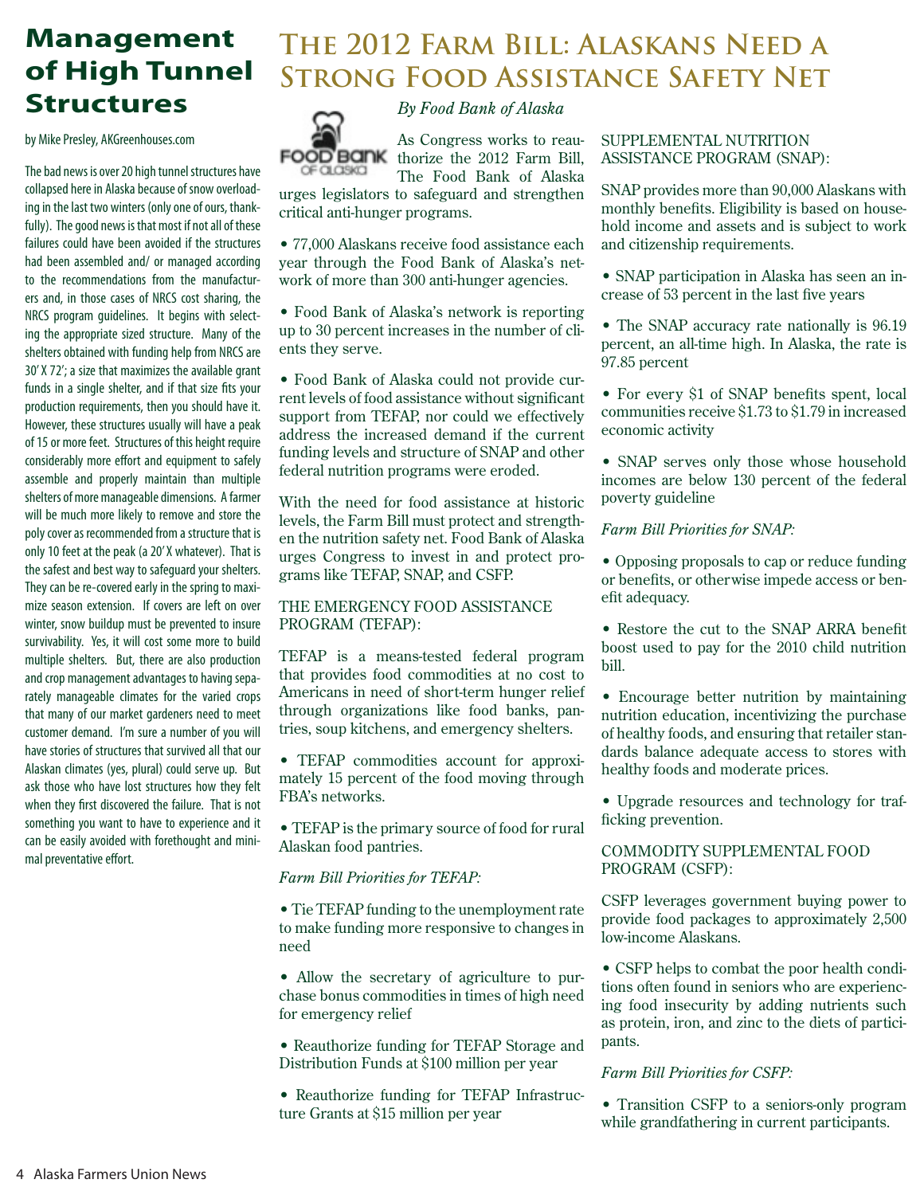# Management of High Tunnel Structures

by Mike Presley, AKGreenhouses.com

The bad news is over 20 high tunnel structures have collapsed here in Alaska because of snow overloading in the last two winters (only one of ours, thankfully). The good news is that most if not all of these failures could have been avoided if the structures had been assembled and/ or managed according to the recommendations from the manufacturers and, in those cases of NRCS cost sharing, the NRCS program guidelines. It begins with selecting the appropriate sized structure. Many of the shelters obtained with funding help from NRCS are 30' X 72'; a size that maximizes the available grant funds in a single shelter, and if that size fits your production requirements, then you should have it. However, these structures usually will have a peak of 15 or more feet. Structures of this height require considerably more effort and equipment to safely assemble and properly maintain than multiple shelters of more manageable dimensions. A farmer will be much more likely to remove and store the poly cover as recommended from a structure that is only 10 feet at the peak (a 20' X whatever). That is the safest and best way to safeguard your shelters. They can be re-covered early in the spring to maximize season extension. If covers are left on over winter, snow buildup must be prevented to insure survivability. Yes, it will cost some more to build multiple shelters. But, there are also production and crop management advantages to having separately manageable climates for the varied crops that many of our market gardeners need to meet customer demand. I'm sure a number of you will have stories of structures that survived all that our Alaskan climates (yes, plural) could serve up. But ask those who have lost structures how they felt when they first discovered the failure. That is not something you want to have to experience and it can be easily avoided with forethought and minimal preventative effort.

# The 2012 Farm Bill: Alaskans Need a Strong Food Assistance Safety Net

*By Food Bank of Alaska*

As Congress works to reauthorize the 2012 Farm Bill, The Food Bank of Alaska urges legislators to safeguard and strengthen critical anti-hunger programs.

- 77,000 Alaskans receive food assistance each year through the Food Bank of Alaska's network of more than 300 anti-hunger agencies.
- Food Bank of Alaska's network is reporting up to 30 percent increases in the number of clients they serve.
- Food Bank of Alaska could not provide current levels of food assistance without significant support from TEFAP, nor could we effectively address the increased demand if the current funding levels and structure of SNAP and other federal nutrition programs were eroded.

With the need for food assistance at historic levels, the Farm Bill must protect and strengthen the nutrition safety net. Food Bank of Alaska urges Congress to invest in and protect programs like TEFAP, SNAP, and CSFP.

## THE EMERGENCY FOOD ASSISTANCE PROGRAM (TEFAP):

TEFAP is a means-tested federal program that provides food commodities at no cost to Americans in need of short-term hunger relief through organizations like food banks, pantries, soup kitchens, and emergency shelters.

- TEFAP commodities account for approximately 15 percent of the food moving through FBA's networks.
- TEFAP is the primary source of food for rural Alaskan food pantries.

*Farm Bill Priorities for TEFAP:*

- Tie TEFAP funding to the unemployment rate to make funding more responsive to changes in need
- Allow the secretary of agriculture to purchase bonus commodities in times of high need for emergency relief
- Reauthorize funding for TEFAP Storage and Distribution Funds at $100 million per year
- Reauthorize funding for TEFAP Infrastructure Grants at $15 million per year

## SUPPLEMENTAL NUTRITION ASSISTANCE PROGRAM (SNAP):

SNAP provides more than 90,000 Alaskans with monthly benefits. Eligibility is based on household income and assets and is subject to work and citizenship requirements.

- SNAP participation in Alaska has seen an increase of 53 percent in the last five years
- The SNAP accuracy rate nationally is 96.19 percent, an all-time high. In Alaska, the rate is 97.85 percent
- For every $1 of SNAP benefits spent, local communities receive $1.73 to $1.79 in increased economic activity
- SNAP serves only those whose household incomes are below 130 percent of the federal poverty guideline

*Farm Bill Priorities for SNAP:*

- Opposing proposals to cap or reduce funding or benefits, or otherwise impede access or benefit adequacy.
- Restore the cut to the SNAP ARRA benefit boost used to pay for the 2010 child nutrition bill.
- Encourage better nutrition by maintaining nutrition education, incentivizing the purchase of healthy foods, and ensuring that retailer standards balance adequate access to stores with healthy foods and moderate prices.
- Upgrade resources and technology for trafficking prevention.

## COMMODITY SUPPLEMENTAL FOOD PROGRAM (CSFP):

CSFP leverages government buying power to provide food packages to approximately 2,500 low-income Alaskans.

- CSFP helps to combat the poor health conditions often found in seniors who are experiencing food insecurity by adding nutrients such as protein, iron, and zinc to the diets of participants.

*Farm Bill Priorities for CSFP:*

- Transition CSFP to a seniors-only program while grandfathering in current participants.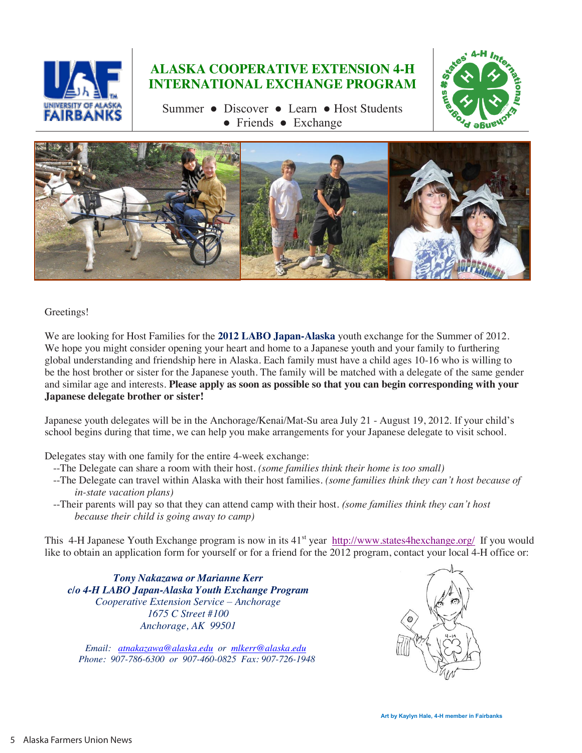# ALASKA COOPERATIVE EXTENSION 4-H INTERNATIONAL EXCHANGE PROGRAM

Summer ● Discover ● Learn ● Host Students ● Friends ● Exchange

Greetings!

We are looking for Host Families for the **2012 LABO Japan-Alaska** youth exchange for the Summer of 2012. We hope you might consider opening your heart and home to a Japanese youth and your family to furthering global understanding and friendship here in Alaska. Each family must have a child ages 10-16 who is willing to be the host brother or sister for the Japanese youth. The family will be matched with a delegate of the same gender and similar age and interests. **Please apply as soon as possible so that you can begin corresponding with your Japanese delegate brother or sister!**

Japanese youth delegates will be in the Anchorage/Kenai/Mat-Su area July 21 - August 19, 2012. If your child's school begins during that time, we can help you make arrangements for your Japanese delegate to visit school.

Delegates stay with one family for the entire 4-week exchange:

- --The Delegate can share a room with their host. *(some families think their home is too small)*
- --The Delegate can travel within Alaska with their host families. *(some families think they can't host because of in-state vacation plans)*
- --Their parents will pay so that they can attend camp with their host. *(some families think they can't host because their child is going away to camp)*

This 4-H Japanese Youth Exchange program is now in its 41st year http://www.states4hexchange.org/ If you would like to obtain an application form for yourself or for a friend for the 2012 program, contact your local 4-H office or:

***Tony Nakazawa or Marianne Kerr***
***c/o 4-H LABO Japan-Alaska Youth Exchange Program***
*Cooperative Extension Service – Anchorage*
*1675 C Street #100*
*Anchorage, AK 99501*

*Email: atnakazawa@alaska.edu or mlkerr@alaska.edu*
*Phone: 907-786-6300 or 907-460-0825 Fax: 907-726-1948*

Art by Kaylyn Hale, 4-H member in Fairbanks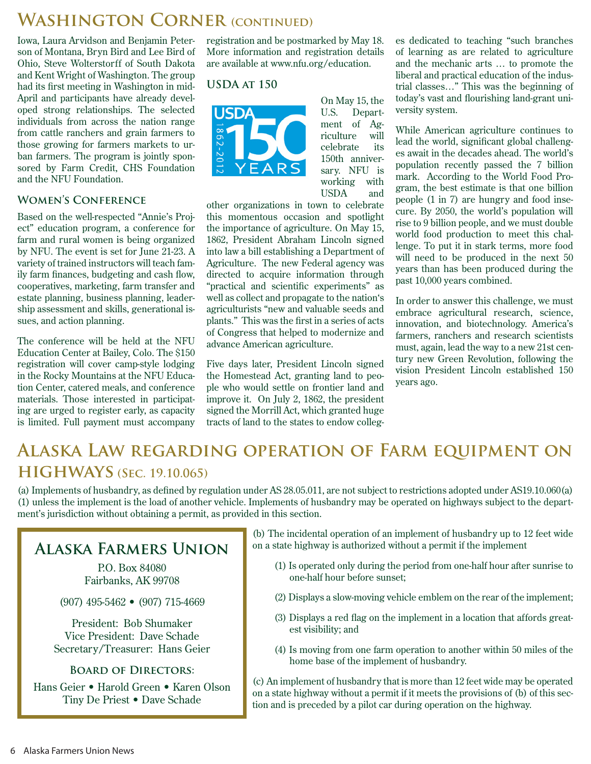# Washington Corner (continued)

Iowa, Laura Arvidson and Benjamin Peterson of Montana, Bryn Bird and Lee Bird of Ohio, Steve Wolterstorff of South Dakota and Kent Wright of Washington. The group had its first meeting in Washington in mid-April and participants have already developed strong relationships. The selected individuals from across the nation range from cattle ranchers and grain farmers to those growing for farmers markets to urban farmers. The program is jointly sponsored by Farm Credit, CHS Foundation and the NFU Foundation.

### Women's Conference

Based on the well-respected "Annie's Project" education program, a conference for farm and rural women is being organized by NFU. The event is set for June 21-23. A variety of trained instructors will teach family farm finances, budgeting and cash flow, cooperatives, marketing, farm transfer and estate planning, business planning, leadership assessment and skills, generational issues, and action planning.

The conference will be held at the NFU Education Center at Bailey, Colo. The $150 registration will cover camp-style lodging in the Rocky Mountains at the NFU Education Center, catered meals, and conference materials. Those interested in participating are urged to register early, as capacity is limited. Full payment must accompany registration and be postmarked by May 18. More information and registration details are available at www.nfu.org/education.

### USDA at 150

USDA 150 YEARS 1862-2012

On May 15, the U.S. Department of Agriculture will celebrate its 150th anniversary. NFU is working with USDA and other organizations in town to celebrate this momentous occasion and spotlight the importance of agriculture. On May 15, 1862, President Abraham Lincoln signed into law a bill establishing a Department of Agriculture. The new Federal agency was directed to acquire information through "practical and scientific experiments" as well as collect and propagate to the nation's agriculturists "new and valuable seeds and plants." This was the first in a series of acts of Congress that helped to modernize and advance American agriculture.

Five days later, President Lincoln signed the Homestead Act, granting land to people who would settle on frontier land and improve it. On July 2, 1862, the president signed the Morrill Act, which granted huge tracts of land to the states to endow colleges dedicated to teaching "such branches of learning as are related to agriculture and the mechanic arts … to promote the liberal and practical education of the industrial classes…" This was the beginning of today's vast and flourishing land-grant university system.

While American agriculture continues to lead the world, significant global challenges await in the decades ahead. The world's population recently passed the 7 billion mark. According to the World Food Program, the best estimate is that one billion people (1 in 7) are hungry and food insecure. By 2050, the world's population will rise to 9 billion people, and we must double world food production to meet this challenge. To put it in stark terms, more food will need to be produced in the next 50 years than has been produced during the past 10,000 years combined.

In order to answer this challenge, we must embrace agricultural research, science, innovation, and biotechnology. America's farmers, ranchers and research scientists must, again, lead the way to a new 21st century new Green Revolution, following the vision President Lincoln established 150 years ago.

# Alaska Law regarding operation of Farm equipment on HIGHWAYS (Sec. 19.10.065)

(a) Implements of husbandry, as defined by regulation under AS 28.05.011, are not subject to restrictions adopted under AS19.10.060(a)(1) unless the implement is the load of another vehicle. Implements of husbandry may be operated on highways subject to the department's jurisdiction without obtaining a permit, as provided in this section.

(b) The incidental operation of an implement of husbandry up to 12 feet wide on a state highway is authorized without a permit if the implement

(1) Is operated only during the period from one-half hour after sunrise to one-half hour before sunset;

(2) Displays a slow-moving vehicle emblem on the rear of the implement;

(3) Displays a red flag on the implement in a location that affords greatest visibility; and

(4) Is moving from one farm operation to another within 50 miles of the home base of the implement of husbandry.

(c) An implement of husbandry that is more than 12 feet wide may be operated on a state highway without a permit if it meets the provisions of (b) of this section and is preceded by a pilot car during operation on the highway.

## Alaska Farmers Union

P.O. Box 84080
Fairbanks, AK 99708

(907) 495-5462 • (907) 715-4669

President: Bob Shumaker
Vice President: Dave Schade
Secretary/Treasurer: Hans Geier

**Board of Directors:**

Hans Geier • Harold Green • Karen Olson
Tiny De Priest • Dave Schade